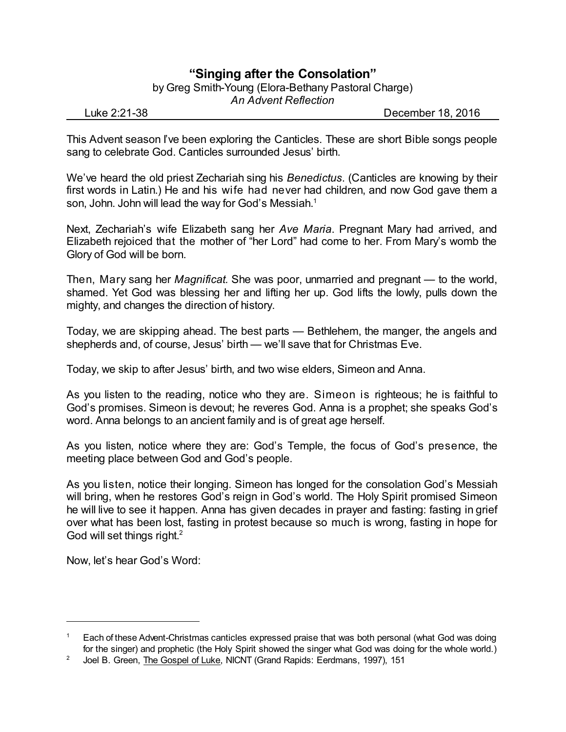# "Singing after the Consolation"

by Greg Smith-Young (Elora-Bethany Pastoral Charge)

*An Advent Reflection*

Luke 2:21-38 December 18, 2016

This Advent season I've been exploring the Canticles. These are short Bible songs people sang to celebrate God. Canticles surrounded Jesus' birth.

We've heard the old priest Zechariah sing his *Benedictus*. (Canticles are knowing by their first words in Latin.) He and his wife had never had children, and now God gave them a son, John. John will lead the way for God's Messiah.[1]

Next, Zechariah's wife Elizabeth sang her *Ave Maria*. Pregnant Mary had arrived, and Elizabeth rejoiced that the mother of "her Lord" had come to her. From Mary's womb the Glory of God will be born.

Then, Mary sang her *Magnificat.* She was poor, unmarried and pregnant — to the world, shamed. Yet God was blessing her and lifting her up. God lifts the lowly, pulls down the mighty, and changes the direction of history.

Today, we are skipping ahead. The best parts — Bethlehem, the manger, the angels and shepherds and, of course, Jesus' birth — we'll save that for Christmas Eve.

Today, we skip to after Jesus' birth, and two wise elders, Simeon and Anna.

As you listen to the reading, notice who they are. Simeon is righteous; he is faithful to God's promises. Simeon is devout; he reveres God. Anna is a prophet; she speaks God's word. Anna belongs to an ancient family and is of great age herself.

As you listen, notice where they are: God's Temple, the focus of God's presence, the meeting place between God and God's people.

As you listen, notice their longing. Simeon has longed for the consolation God's Messiah will bring, when he restores God's reign in God's world. The Holy Spirit promised Simeon he will live to see it happen. Anna has given decades in prayer and fasting: fasting in grief over what has been lost, fasting in protest because so much is wrong, fasting in hope for God will set things right.[2]

Now, let's hear God's Word:

---

[1] Each of these Advent-Christmas canticles expressed praise that was both personal (what God was doing for the singer) and prophetic (the Holy Spirit showed the singer what God was doing for the whole world.)

[2] Joel B. Green, The Gospel of Luke, NICNT (Grand Rapids: Eerdmans, 1997), 151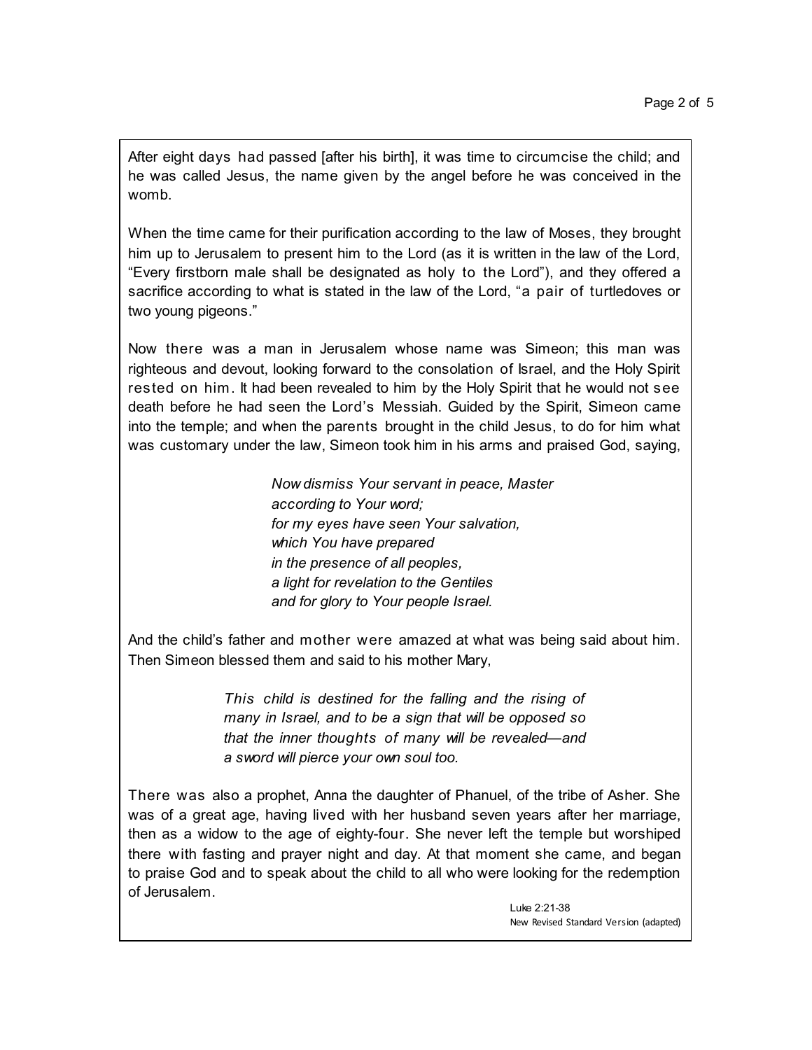After eight days had passed [after his birth], it was time to circumcise the child; and he was called Jesus, the name given by the angel before he was conceived in the womb.

When the time came for their purification according to the law of Moses, they brought him up to Jerusalem to present him to the Lord (as it is written in the law of the Lord, "Every firstborn male shall be designated as holy to the Lord"), and they offered a sacrifice according to what is stated in the law of the Lord, "a pair of turtledoves or two young pigeons."

Now there was a man in Jerusalem whose name was Simeon; this man was righteous and devout, looking forward to the consolation of Israel, and the Holy Spirit rested on him. It had been revealed to him by the Holy Spirit that he would not see death before he had seen the Lord's Messiah. Guided by the Spirit, Simeon came into the temple; and when the parents brought in the child Jesus, to do for him what was customary under the law, Simeon took him in his arms and praised God, saying,

> *Now dismiss Your servant in peace, Master*
> *according to Your word;*
> *for my eyes have seen Your salvation,*
> *which You have prepared*
> *in the presence of all peoples,*
> *a light for revelation to the Gentiles*
> *and for glory to Your people Israel.*

And the child's father and mother were amazed at what was being said about him. Then Simeon blessed them and said to his mother Mary,

> *This child is destined for the falling and the rising of many in Israel, and to be a sign that will be opposed so that the inner thoughts of many will be revealed—and a sword will pierce your own soul too.*

There was also a prophet, Anna the daughter of Phanuel, of the tribe of Asher. She was of a great age, having lived with her husband seven years after her marriage, then as a widow to the age of eighty-four. She never left the temple but worshiped there with fasting and prayer night and day. At that moment she came, and began to praise God and to speak about the child to all who were looking for the redemption of Jerusalem.

Luke 2:21-38
New Revised Standard Version (adapted)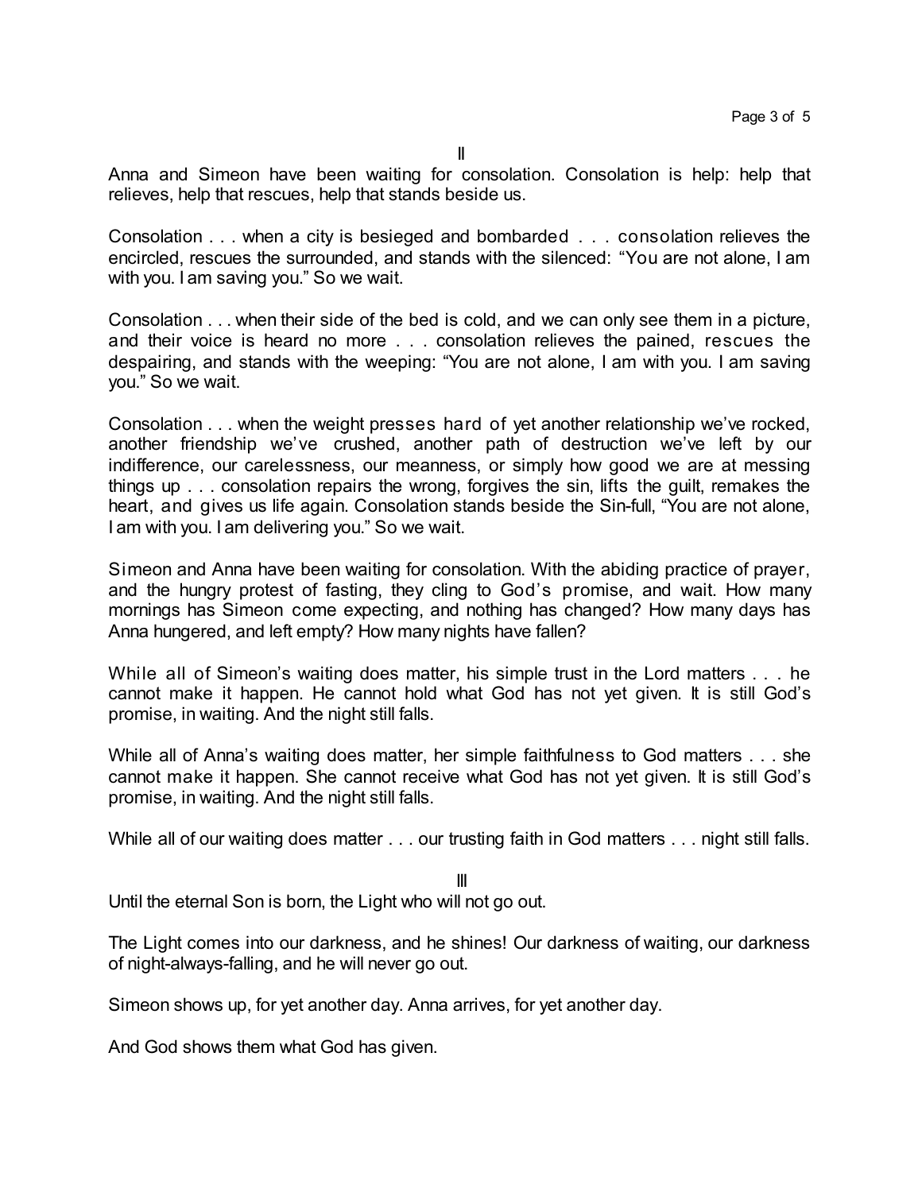II

Anna and Simeon have been waiting for consolation. Consolation is help: help that relieves, help that rescues, help that stands beside us.

Consolation . . . when a city is besieged and bombarded . . . consolation relieves the encircled, rescues the surrounded, and stands with the silenced: "You are not alone, I am with you. I am saving you." So we wait.

Consolation . . . when their side of the bed is cold, and we can only see them in a picture, and their voice is heard no more . . . consolation relieves the pained, rescues the despairing, and stands with the weeping: "You are not alone, I am with you. I am saving you." So we wait.

Consolation . . . when the weight presses hard of yet another relationship we've rocked, another friendship we've crushed, another path of destruction we've left by our indifference, our carelessness, our meanness, or simply how good we are at messing things up . . . consolation repairs the wrong, forgives the sin, lifts the guilt, remakes the heart, and gives us life again. Consolation stands beside the Sin-full, "You are not alone, I am with you. I am delivering you." So we wait.

Simeon and Anna have been waiting for consolation. With the abiding practice of prayer, and the hungry protest of fasting, they cling to God's promise, and wait. How many mornings has Simeon come expecting, and nothing has changed? How many days has Anna hungered, and left empty? How many nights have fallen?

While all of Simeon's waiting does matter, his simple trust in the Lord matters . . . he cannot make it happen. He cannot hold what God has not yet given. It is still God's promise, in waiting. And the night still falls.

While all of Anna's waiting does matter, her simple faithfulness to God matters . . . she cannot make it happen. She cannot receive what God has not yet given. It is still God's promise, in waiting. And the night still falls.

While all of our waiting does matter . . . our trusting faith in God matters . . . night still falls.

III

Until the eternal Son is born, the Light who will not go out.

The Light comes into our darkness, and he shines! Our darkness of waiting, our darkness of night-always-falling, and he will never go out.

Simeon shows up, for yet another day. Anna arrives, for yet another day.

And God shows them what God has given.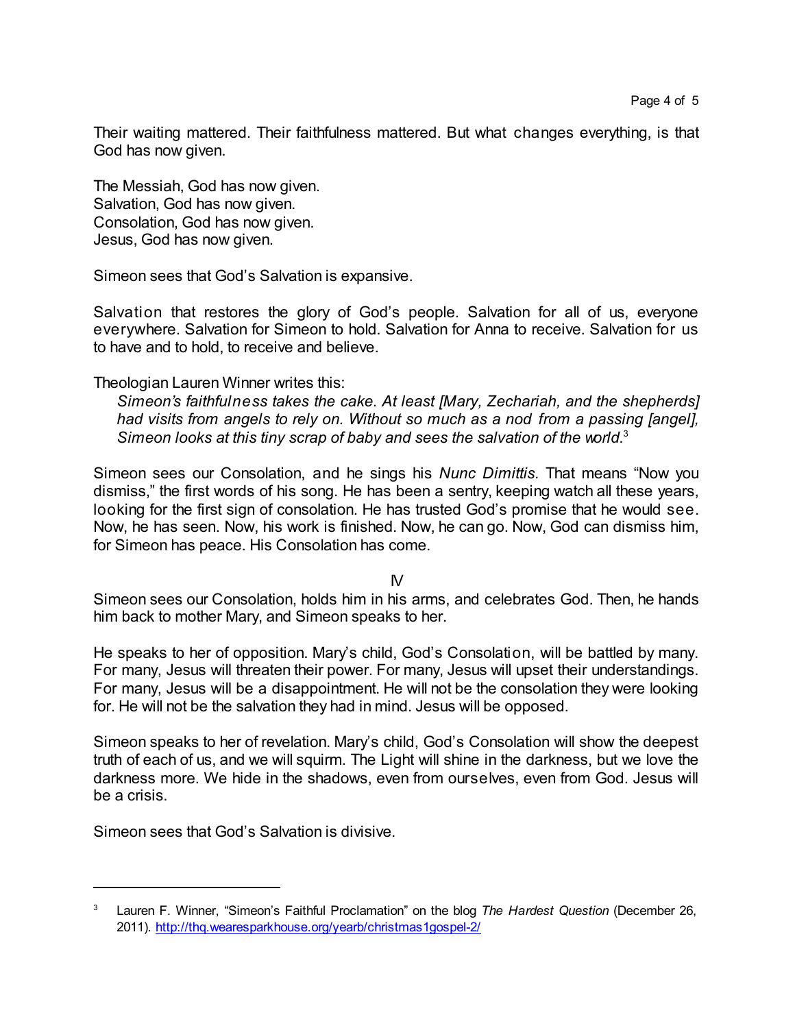Their waiting mattered. Their faithfulness mattered. But what changes everything, is that God has now given.

The Messiah, God has now given.
Salvation, God has now given.
Consolation, God has now given.
Jesus, God has now given.

Simeon sees that God's Salvation is expansive.

Salvation that restores the glory of God's people. Salvation for all of us, everyone everywhere. Salvation for Simeon to hold. Salvation for Anna to receive. Salvation for us to have and to hold, to receive and believe.

Theologian Lauren Winner writes this:

> *Simeon's faithfulness takes the cake. At least [Mary, Zechariah, and the shepherds] had visits from angels to rely on. Without so much as a nod from a passing [angel], Simeon looks at this tiny scrap of baby and sees the salvation of the world.*[3]

Simeon sees our Consolation, and he sings his *Nunc Dimittis.* That means "Now you dismiss," the first words of his song. He has been a sentry, keeping watch all these years, looking for the first sign of consolation. He has trusted God's promise that he would see. Now, he has seen. Now, his work is finished. Now, he can go. Now, God can dismiss him, for Simeon has peace. His Consolation has come.

## IV

Simeon sees our Consolation, holds him in his arms, and celebrates God. Then, he hands him back to mother Mary, and Simeon speaks to her.

He speaks to her of opposition. Mary's child, God's Consolation, will be battled by many. For many, Jesus will threaten their power. For many, Jesus will upset their understandings. For many, Jesus will be a disappointment. He will not be the consolation they were looking for. He will not be the salvation they had in mind. Jesus will be opposed.

Simeon speaks to her of revelation. Mary's child, God's Consolation will show the deepest truth of each of us, and we will squirm. The Light will shine in the darkness, but we love the darkness more. We hide in the shadows, even from ourselves, even from God. Jesus will be a crisis.

Simeon sees that God's Salvation is divisive.

---

[3] Lauren F. Winner, "Simeon's Faithful Proclamation" on the blog *The Hardest Question* (December 26, 2011). http://thq.wearesparkhouse.org/yearb/christmas1gospel-2/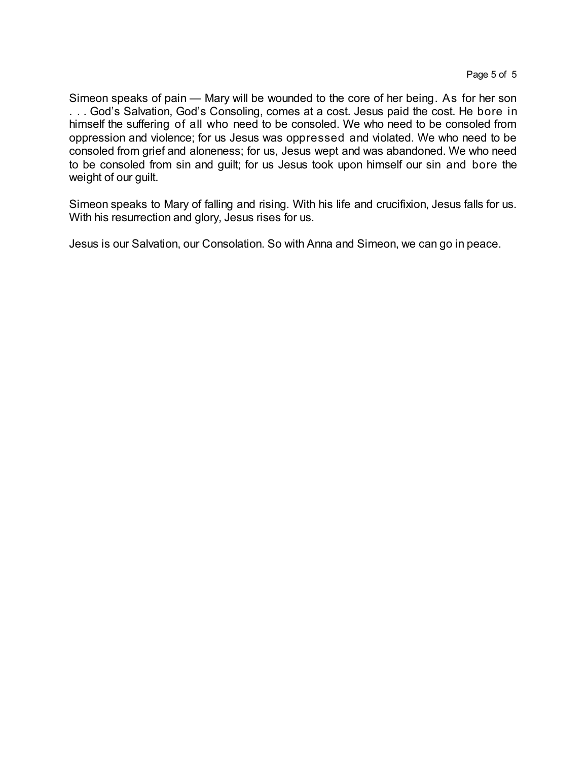Simeon speaks of pain — Mary will be wounded to the core of her being. As for her son . . . God's Salvation, God's Consoling, comes at a cost. Jesus paid the cost. He bore in himself the suffering of all who need to be consoled. We who need to be consoled from oppression and violence; for us Jesus was oppressed and violated. We who need to be consoled from grief and aloneness; for us, Jesus wept and was abandoned. We who need to be consoled from sin and guilt; for us Jesus took upon himself our sin and bore the weight of our guilt.

Simeon speaks to Mary of falling and rising. With his life and crucifixion, Jesus falls for us. With his resurrection and glory, Jesus rises for us.

Jesus is our Salvation, our Consolation. So with Anna and Simeon, we can go in peace.